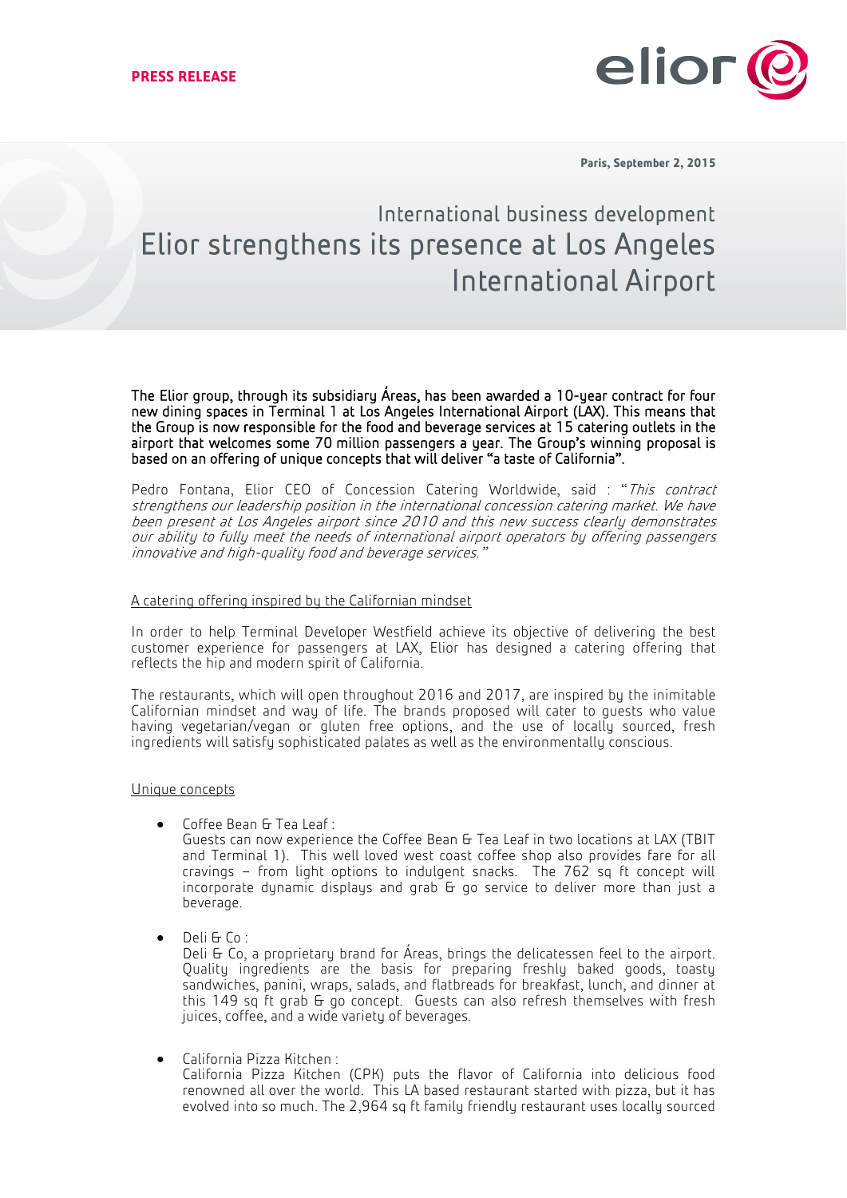**PRESS RELEASE**

**Paris, September 2, 2015**

International business development

# Elior strengthens its presence at Los Angeles International Airport

**The Elior group, through its subsidiary Áreas, has been awarded a 10-year contract for four new dining spaces in Terminal 1 at Los Angeles International Airport (LAX). This means that the Group is now responsible for the food and beverage services at 15 catering outlets in the airport that welcomes some 70 million passengers a year. The Group's winning proposal is based on an offering of unique concepts that will deliver "a taste of California".**

Pedro Fontana, Elior CEO of Concession Catering Worldwide, said : "*This contract strengthens our leadership position in the international concession catering market. We have been present at Los Angeles airport since 2010 and this new success clearly demonstrates our ability to fully meet the needs of international airport operators by offering passengers innovative and high-quality food and beverage services.*"

<u>A catering offering inspired by the Californian mindset</u>

In order to help Terminal Developer Westfield achieve its objective of delivering the best customer experience for passengers at LAX, Elior has designed a catering offering that reflects the hip and modern spirit of California.

The restaurants, which will open throughout 2016 and 2017, are inspired by the inimitable Californian mindset and way of life. The brands proposed will cater to guests who value having vegetarian/vegan or gluten free options, and the use of locally sourced, fresh ingredients will satisfy sophisticated palates as well as the environmentally conscious.

<u>Unique concepts</u>

- Coffee Bean & Tea Leaf :
  Guests can now experience the Coffee Bean & Tea Leaf in two locations at LAX (TBIT and Terminal 1). This well loved west coast coffee shop also provides fare for all cravings – from light options to indulgent snacks. The 762 sq ft concept will incorporate dynamic displays and grab & go service to deliver more than just a beverage.

- Deli & Co :
  Deli & Co, a proprietary brand for Áreas, brings the delicatessen feel to the airport. Quality ingredients are the basis for preparing freshly baked goods, toasty sandwiches, panini, wraps, salads, and flatbreads for breakfast, lunch, and dinner at this 149 sq ft grab & go concept. Guests can also refresh themselves with fresh juices, coffee, and a wide variety of beverages.

- California Pizza Kitchen :
  California Pizza Kitchen (CPK) puts the flavor of California into delicious food renowned all over the world. This LA based restaurant started with pizza, but it has evolved into so much. The 2,964 sq ft family friendly restaurant uses locally sourced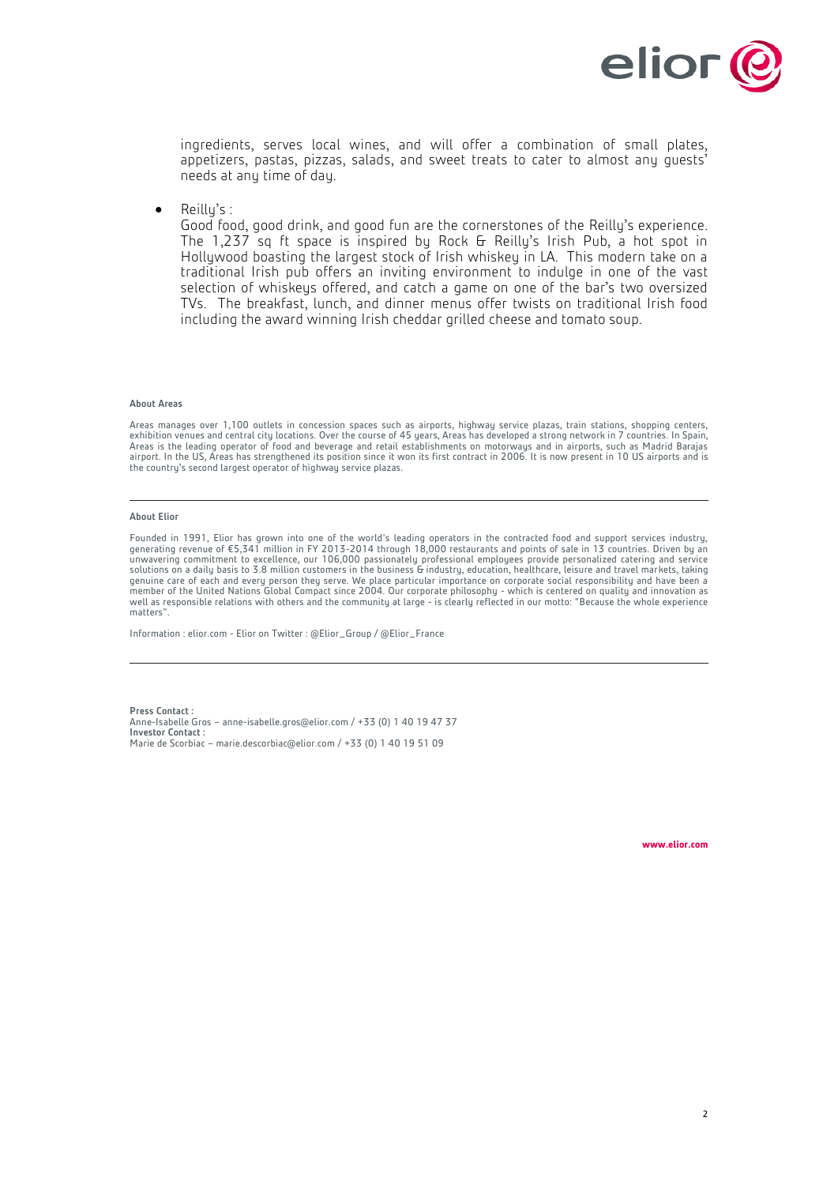ingredients, serves local wines, and will offer a combination of small plates, appetizers, pastas, pizzas, salads, and sweet treats to cater to almost any guests' needs at any time of day.

- Reilly's :
  Good food, good drink, and good fun are the cornerstones of the Reilly's experience. The 1,237 sq ft space is inspired by Rock & Reilly's Irish Pub, a hot spot in Hollywood boasting the largest stock of Irish whiskey in LA. This modern take on a traditional Irish pub offers an inviting environment to indulge in one of the vast selection of whiskeys offered, and catch a game on one of the bar's two oversized TVs. The breakfast, lunch, and dinner menus offer twists on traditional Irish food including the award winning Irish cheddar grilled cheese and tomato soup.

**About Areas**

Areas manages over 1,100 outlets in concession spaces such as airports, highway service plazas, train stations, shopping centers, exhibition venues and central city locations. Over the course of 45 years, Areas has developed a strong network in 7 countries. In Spain, Areas is the leading operator of food and beverage and retail establishments on motorways and in airports, such as Madrid Barajas airport. In the US, Areas has strengthened its position since it won its first contract in 2006. It is now present in 10 US airports and is the country's second largest operator of highway service plazas.

---

**About Elior**

Founded in 1991, Elior has grown into one of the world's leading operators in the contracted food and support services industry, generating revenue of €5,341 million in FY 2013-2014 through 18,000 restaurants and points of sale in 13 countries. Driven by an unwavering commitment to excellence, our 106,000 passionately professional employees provide personalized catering and service solutions on a daily basis to 3.8 million customers in the business & industry, education, healthcare, leisure and travel markets, taking genuine care of each and every person they serve. We place particular importance on corporate social responsibility and have been a member of the United Nations Global Compact since 2004. Our corporate philosophy - which is centered on quality and innovation as well as responsible relations with others and the community at large - is clearly reflected in our motto: "Because the whole experience matters".

Information : elior.com - Elior on Twitter : @Elior_Group / @Elior_France

---

**Press Contact :**
Anne-Isabelle Gros – anne-isabelle.gros@elior.com / +33 (0) 1 40 19 47 37
**Investor Contact :**
Marie de Scorbiac – marie.descorbiac@elior.com / +33 (0) 1 40 19 51 09

**www.elior.com**